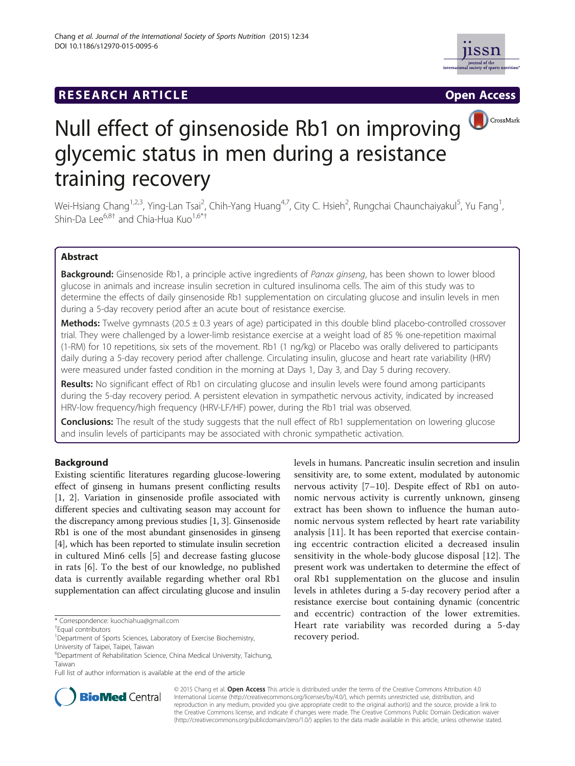RESEARCH ARTICLE

Open Access

# Null effect of ginsenoside Rb1 on improving glycemic status in men during a resistance training recovery

Wei-Hsiang Chang[1,2,3], Ying-Lan Tsai[2], Chih-Yang Huang[4,7], City C. Hsieh[2], Rungchai Chaunchaiyakul[5], Yu Fang[1], Shin-Da Lee[6,8†] and Chia-Hua Kuo[1,6*†]

## Abstract

**Background:** Ginsenoside Rb1, a principle active ingredients of *Panax ginseng*, has been shown to lower blood glucose in animals and increase insulin secretion in cultured insulinoma cells. The aim of this study was to determine the effects of daily ginsenoside Rb1 supplementation on circulating glucose and insulin levels in men during a 5-day recovery period after an acute bout of resistance exercise.

**Methods:** Twelve gymnasts (20.5 ± 0.3 years of age) participated in this double blind placebo-controlled crossover trial. They were challenged by a lower-limb resistance exercise at a weight load of 85 % one-repetition maximal (1-RM) for 10 repetitions, six sets of the movement. Rb1 (1 ng/kg) or Placebo was orally delivered to participants daily during a 5-day recovery period after challenge. Circulating insulin, glucose and heart rate variability (HRV) were measured under fasted condition in the morning at Days 1, Day 3, and Day 5 during recovery.

**Results:** No significant effect of Rb1 on circulating glucose and insulin levels were found among participants during the 5-day recovery period. A persistent elevation in sympathetic nervous activity, indicated by increased HRV-low frequency/high frequency (HRV-LF/HF) power, during the Rb1 trial was observed.

**Conclusions:** The result of the study suggests that the null effect of Rb1 supplementation on lowering glucose and insulin levels of participants may be associated with chronic sympathetic activation.

## Background

Existing scientific literatures regarding glucose-lowering effect of ginseng in humans present conflicting results [1, 2]. Variation in ginsenoside profile associated with different species and cultivating season may account for the discrepancy among previous studies [1, 3]. Ginsenoside Rb1 is one of the most abundant ginsenosides in ginseng [4], which has been reported to stimulate insulin secretion in cultured Min6 cells [5] and decrease fasting glucose in rats [6]. To the best of our knowledge, no published data is currently available regarding whether oral Rb1 supplementation can affect circulating glucose and insulin levels in humans. Pancreatic insulin secretion and insulin sensitivity are, to some extent, modulated by autonomic nervous activity [7–10]. Despite effect of Rb1 on autonomic nervous activity is currently unknown, ginseng extract has been shown to influence the human autonomic nervous system reflected by heart rate variability analysis [11]. It has been reported that exercise containing eccentric contraction elicited a decreased insulin sensitivity in the whole-body glucose disposal [12]. The present work was undertaken to determine the effect of oral Rb1 supplementation on the glucose and insulin levels in athletes during a 5-day recovery period after a resistance exercise bout containing dynamic (concentric and eccentric) contraction of the lower extremities. Heart rate variability was recorded during a 5-day recovery period.

\* Correspondence: kuochiahua@gmail.com
†Equal contributors
[1]Department of Sports Sciences, Laboratory of Exercise Biochemistry, University of Taipei, Taipei, Taiwan
[6]Department of Rehabilitation Science, China Medical University, Taichung, Taiwan
Full list of author information is available at the end of the article

© 2015 Chang et al. **Open Access** This article is distributed under the terms of the Creative Commons Attribution 4.0 International License (http://creativecommons.org/licenses/by/4.0/), which permits unrestricted use, distribution, and reproduction in any medium, provided you give appropriate credit to the original author(s) and the source, provide a link to the Creative Commons license, and indicate if changes were made. The Creative Commons Public Domain Dedication waiver (http://creativecommons.org/publicdomain/zero/1.0/) applies to the data made available in this article, unless otherwise stated.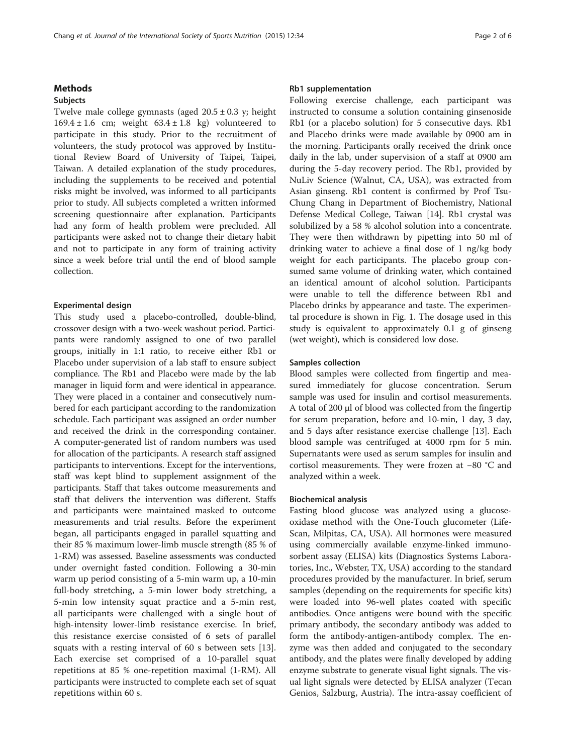## Methods

### Subjects

Twelve male college gymnasts (aged 20.5 ± 0.3 y; height 169.4 ± 1.6 cm; weight 63.4 ± 1.8 kg) volunteered to participate in this study. Prior to the recruitment of volunteers, the study protocol was approved by Institutional Review Board of University of Taipei, Taipei, Taiwan. A detailed explanation of the study procedures, including the supplements to be received and potential risks might be involved, was informed to all participants prior to study. All subjects completed a written informed screening questionnaire after explanation. Participants had any form of health problem were precluded. All participants were asked not to change their dietary habit and not to participate in any form of training activity since a week before trial until the end of blood sample collection.

### Experimental design

This study used a placebo-controlled, double-blind, crossover design with a two-week washout period. Participants were randomly assigned to one of two parallel groups, initially in 1:1 ratio, to receive either Rb1 or Placebo under supervision of a lab staff to ensure subject compliance. The Rb1 and Placebo were made by the lab manager in liquid form and were identical in appearance. They were placed in a container and consecutively numbered for each participant according to the randomization schedule. Each participant was assigned an order number and received the drink in the corresponding container. A computer-generated list of random numbers was used for allocation of the participants. A research staff assigned participants to interventions. Except for the interventions, staff was kept blind to supplement assignment of the participants. Staff that takes outcome measurements and staff that delivers the intervention was different. Staffs and participants were maintained masked to outcome measurements and trial results. Before the experiment began, all participants engaged in parallel squatting and their 85 % maximum lower-limb muscle strength (85 % of 1-RM) was assessed. Baseline assessments was conducted under overnight fasted condition. Following a 30-min warm up period consisting of a 5-min warm up, a 10-min full-body stretching, a 5-min lower body stretching, a 5-min low intensity squat practice and a 5-min rest, all participants were challenged with a single bout of high-intensity lower-limb resistance exercise. In brief, this resistance exercise consisted of 6 sets of parallel squats with a resting interval of 60 s between sets [13]. Each exercise set comprised of a 10-parallel squat repetitions at 85 % one-repetition maximal (1-RM). All participants were instructed to complete each set of squat repetitions within 60 s.

### Rb1 supplementation

Following exercise challenge, each participant was instructed to consume a solution containing ginsenoside Rb1 (or a placebo solution) for 5 consecutive days. Rb1 and Placebo drinks were made available by 0900 am in the morning. Participants orally received the drink once daily in the lab, under supervision of a staff at 0900 am during the 5-day recovery period. The Rb1, provided by NuLiv Science (Walnut, CA, USA), was extracted from Asian ginseng. Rb1 content is confirmed by Prof Tsu-Chung Chang in Department of Biochemistry, National Defense Medical College, Taiwan [14]. Rb1 crystal was solubilized by a 58 % alcohol solution into a concentrate. They were then withdrawn by pipetting into 50 ml of drinking water to achieve a final dose of 1 ng/kg body weight for each participants. The placebo group consumed same volume of drinking water, which contained an identical amount of alcohol solution. Participants were unable to tell the difference between Rb1 and Placebo drinks by appearance and taste. The experimental procedure is shown in Fig. 1. The dosage used in this study is equivalent to approximately 0.1 g of ginseng (wet weight), which is considered low dose.

### Samples collection

Blood samples were collected from fingertip and measured immediately for glucose concentration. Serum sample was used for insulin and cortisol measurements. A total of 200 μl of blood was collected from the fingertip for serum preparation, before and 10-min, 1 day, 3 day, and 5 days after resistance exercise challenge [13]. Each blood sample was centrifuged at 4000 rpm for 5 min. Supernatants were used as serum samples for insulin and cortisol measurements. They were frozen at −80 °C and analyzed within a week.

### Biochemical analysis

Fasting blood glucose was analyzed using a glucose-oxidase method with the One-Touch glucometer (Life-Scan, Milpitas, CA, USA). All hormones were measured using commercially available enzyme-linked immunosorbent assay (ELISA) kits (Diagnostics Systems Laboratories, Inc., Webster, TX, USA) according to the standard procedures provided by the manufacturer. In brief, serum samples (depending on the requirements for specific kits) were loaded into 96-well plates coated with specific antibodies. Once antigens were bound with the specific primary antibody, the secondary antibody was added to form the antibody-antigen-antibody complex. The enzyme was then added and conjugated to the secondary antibody, and the plates were finally developed by adding enzyme substrate to generate visual light signals. The visual light signals were detected by ELISA analyzer (Tecan Genios, Salzburg, Austria). The intra-assay coefficient of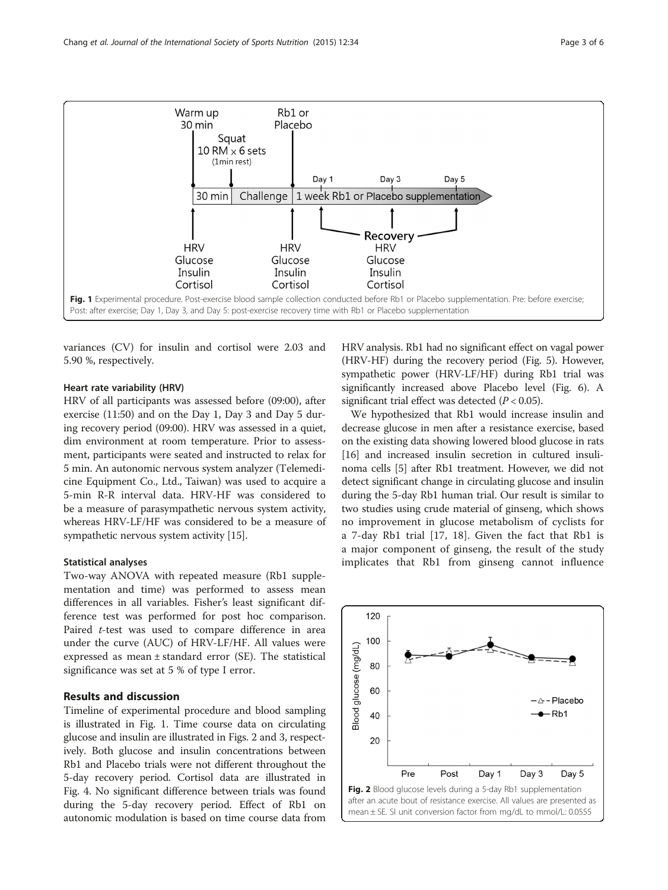Fig. 1 Experimental procedure. Post-exercise blood sample collection conducted before Rb1 or Placebo supplementation. Pre: before exercise; Post: after exercise; Day 1, Day 3, and Day 5: post-exercise recovery time with Rb1 or Placebo supplementation

variances (CV) for insulin and cortisol were 2.03 and 5.90 %, respectively.

### Heart rate variability (HRV)

HRV of all participants was assessed before (09:00), after exercise (11:50) and on the Day 1, Day 3 and Day 5 during recovery period (09:00). HRV was assessed in a quiet, dim environment at room temperature. Prior to assessment, participants were seated and instructed to relax for 5 min. An autonomic nervous system analyzer (Telemedicine Equipment Co., Ltd., Taiwan) was used to acquire a 5-min R-R interval data. HRV-HF was considered to be a measure of parasympathetic nervous system activity, whereas HRV-LF/HF was considered to be a measure of sympathetic nervous system activity [15].

### Statistical analyses

Two-way ANOVA with repeated measure (Rb1 supplementation and time) was performed to assess mean differences in all variables. Fisher's least significant difference test was performed for post hoc comparison. Paired *t*-test was used to compare difference in area under the curve (AUC) of HRV-LF/HF. All values were expressed as mean ± standard error (SE). The statistical significance was set at 5 % of type I error.

## Results and discussion

Timeline of experimental procedure and blood sampling is illustrated in Fig. 1. Time course data on circulating glucose and insulin are illustrated in Figs. 2 and 3, respectively. Both glucose and insulin concentrations between Rb1 and Placebo trials were not different throughout the 5-day recovery period. Cortisol data are illustrated in Fig. 4. No significant difference between trials was found during the 5-day recovery period. Effect of Rb1 on autonomic modulation is based on time course data from HRV analysis. Rb1 had no significant effect on vagal power (HRV-HF) during the recovery period (Fig. 5). However, sympathetic power (HRV-LF/HF) during Rb1 trial was significantly increased above Placebo level (Fig. 6). A significant trial effect was detected ($P < 0.05$).

We hypothesized that Rb1 would increase insulin and decrease glucose in men after a resistance exercise, based on the existing data showing lowered blood glucose in rats [16] and increased insulin secretion in cultured insulinoma cells [5] after Rb1 treatment. However, we did not detect significant change in circulating glucose and insulin during the 5-day Rb1 human trial. Our result is similar to two studies using crude material of ginseng, which shows no improvement in glucose metabolism of cyclists for a 7-day Rb1 trial [17, 18]. Given the fact that Rb1 is a major component of ginseng, the result of the study implicates that Rb1 from ginseng cannot influence

Fig. 2 Blood glucose levels during a 5-day Rb1 supplementation after an acute bout of resistance exercise. All values are presented as mean ± SE. SI unit conversion factor from mg/dL to mmol/L: 0.0555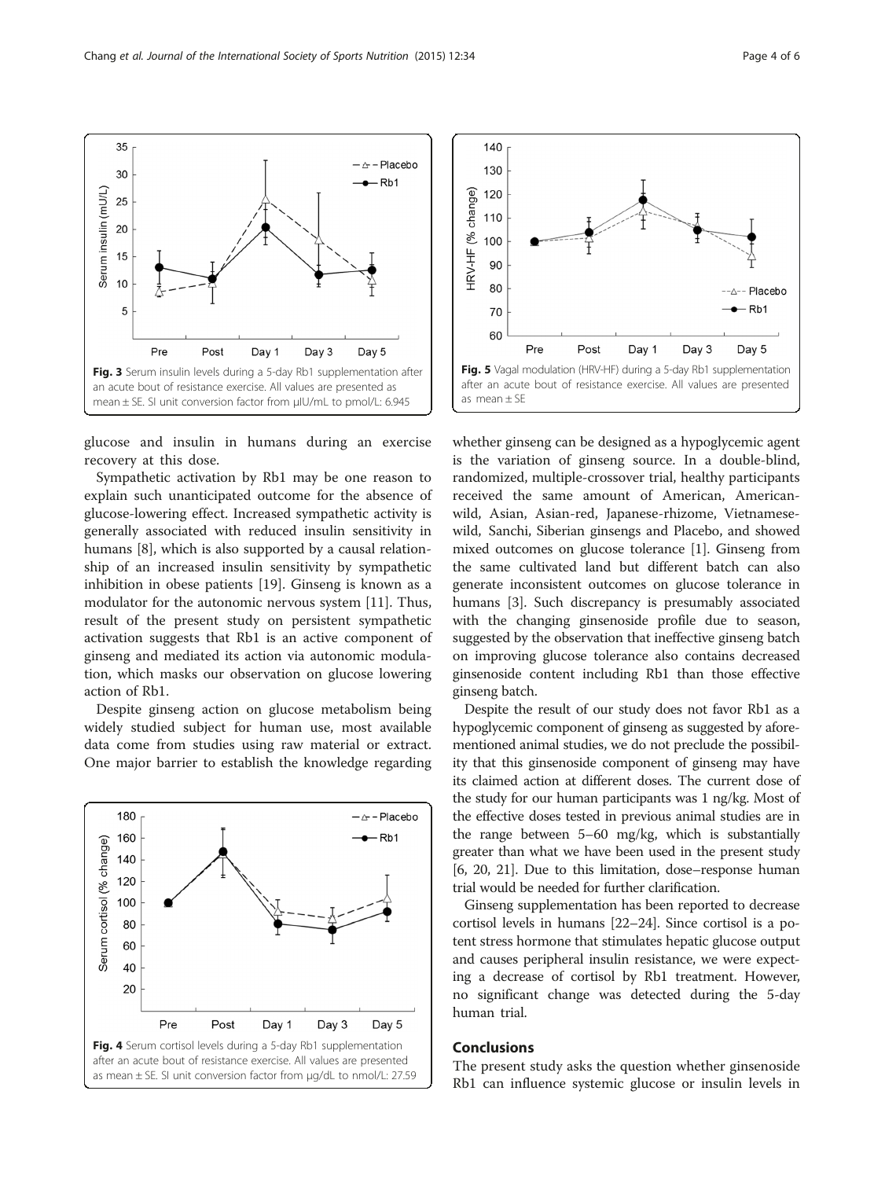Fig. 3 Serum insulin levels during a 5-day Rb1 supplementation after an acute bout of resistance exercise. All values are presented as mean ± SE. SI unit conversion factor from μIU/mL to pmol/L: 6.945

Fig. 5 Vagal modulation (HRV-HF) during a 5-day Rb1 supplementation after an acute bout of resistance exercise. All values are presented as mean ± SE

glucose and insulin in humans during an exercise recovery at this dose.

Sympathetic activation by Rb1 may be one reason to explain such unanticipated outcome for the absence of glucose-lowering effect. Increased sympathetic activity is generally associated with reduced insulin sensitivity in humans [8], which is also supported by a causal relationship of an increased insulin sensitivity by sympathetic inhibition in obese patients [19]. Ginseng is known as a modulator for the autonomic nervous system [11]. Thus, result of the present study on persistent sympathetic activation suggests that Rb1 is an active component of ginseng and mediated its action via autonomic modulation, which masks our observation on glucose lowering action of Rb1.

Despite ginseng action on glucose metabolism being widely studied subject for human use, most available data come from studies using raw material or extract. One major barrier to establish the knowledge regarding whether ginseng can be designed as a hypoglycemic agent is the variation of ginseng source. In a double-blind, randomized, multiple-crossover trial, healthy participants received the same amount of American, American-wild, Asian, Asian-red, Japanese-rhizome, Vietnamese-wild, Sanchi, Siberian ginsengs and Placebo, and showed mixed outcomes on glucose tolerance [1]. Ginseng from the same cultivated land but different batch can also generate inconsistent outcomes on glucose tolerance in humans [3]. Such discrepancy is presumably associated with the changing ginsenoside profile due to season, suggested by the observation that ineffective ginseng batch on improving glucose tolerance also contains decreased ginsenoside content including Rb1 than those effective ginseng batch.

Fig. 4 Serum cortisol levels during a 5-day Rb1 supplementation after an acute bout of resistance exercise. All values are presented as mean ± SE. SI unit conversion factor from μg/dL to nmol/L: 27.59

Despite the result of our study does not favor Rb1 as a hypoglycemic component of ginseng as suggested by aforementioned animal studies, we do not preclude the possibility that this ginsenoside component of ginseng may have its claimed action at different doses. The current dose of the study for our human participants was 1 ng/kg. Most of the effective doses tested in previous animal studies are in the range between 5–60 mg/kg, which is substantially greater than what we have been used in the present study [6, 20, 21]. Due to this limitation, dose–response human trial would be needed for further clarification.

Ginseng supplementation has been reported to decrease cortisol levels in humans [22–24]. Since cortisol is a potent stress hormone that stimulates hepatic glucose output and causes peripheral insulin resistance, we were expecting a decrease of cortisol by Rb1 treatment. However, no significant change was detected during the 5-day human trial.

## Conclusions

The present study asks the question whether ginsenoside Rb1 can influence systemic glucose or insulin levels in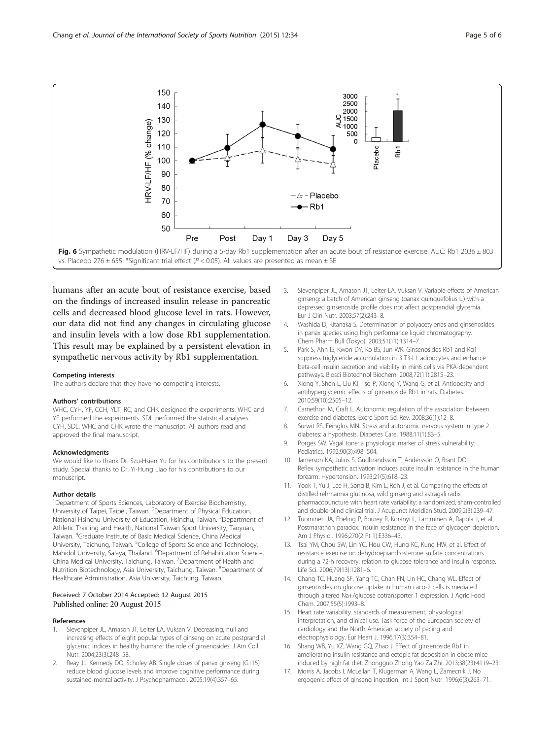Fig. 6 Sympathetic modulation (HRV-LF/HF) during a 5-day Rb1 supplementation after an acute bout of resistance exercise. AUC: Rb1 2036 ± 803 vs. Placebo 276 ± 655. *Significant trial effect ($P < 0.05$). All values are presented as mean ± SE

humans after an acute bout of resistance exercise, based on the findings of increased insulin release in pancreatic cells and decreased blood glucose level in rats. However, our data did not find any changes in circulating glucose and insulin levels with a low dose Rb1 supplementation. This result may be explained by a persistent elevation in sympathetic nervous activity by Rb1 supplementation.

#### Competing interests

The authors declare that they have no competing interests.

#### Authors' contributions

WHC, CYH, YF, CCH, YLT, RC, and CHK designed the experiments. WHC and YF performed the experiments. SDL performed the statistical analyses. CYH, SDL, WHC and CHK wrote the manuscript. All authors read and approved the final manuscript.

#### Acknowledgments

We would like to thank Dr. Szu-Hsien Yu for his contributions to the present study. Special thanks to Dr. Yi-Hung Liao for his contributions to our manuscript.

#### Author details

[1]Department of Sports Sciences, Laboratory of Exercise Biochemistry, University of Taipei, Taipei, Taiwan. [2]Department of Physical Education, National Hsinchu University of Education, Hsinchu, Taiwan. [3]Department of Athletic Training and Health, National Taiwan Sport University, Taoyuan, Taiwan. [4]Graduate Institute of Basic Medical Science, China Medical University, Taichung, Taiwan. [5]College of Sports Science and Technology, Mahidol University, Salaya, Thailand. [6]Department of Rehabilitation Science, China Medical University, Taichung, Taiwan. [7]Department of Health and Nutrition Biotechnology, Asia University, Taichung, Taiwan. [8]Department of Healthcare Administration, Asia University, Taichung, Taiwan.

Received: 7 October 2014 Accepted: 12 August 2015
Published online: 20 August 2015

#### References

1. Sievenpiper JL, Arnason JT, Leiter LA, Vuksan V. Decreasing, null and increasing effects of eight popular types of ginseng on acute postprandial glycemic indices in healthy humans: the role of ginsenosides. J Am Coll Nutr. 2004;23(3):248–58.
2. Reay JL, Kennedy DO, Scholey AB. Single doses of panax ginseng (G115) reduce blood glucose levels and improve cognitive performance during sustained mental activity. J Psychopharmacol. 2005;19(4):357–65.
3. Sievenpiper JL, Arnason JT, Leiter LA, Vuksan V. Variable effects of American ginseng: a batch of American ginseng (panax quinquefolius L.) with a depressed ginsenoside profile does not affect postprandial glycemia. Eur J Clin Nutr. 2003;57(2):243–8.
4. Washida D, Kitanaka S. Determination of polyacetylenes and ginsenosides in panax species using high performance liquid chromatography. Chem Pharm Bull (Tokyo). 2003;51(11):1314–7.
5. Park S, Ahn IS, Kwon DY, Ko BS, Jun WK. Ginsenosides Rb1 and Rg1 suppress triglyceride accumulation in 3 T3-L1 adipocytes and enhance beta-cell insulin secretion and viability in min6 cells via PKA-dependent pathways. Biosci Biotechnol Biochem. 2008;72(11):2815–23.
6. Xiong Y, Shen L, Liu KJ, Tso P, Xiong Y, Wang G, et al. Antiobesity and antihyperglycemic effects of ginsenoside Rb1 in rats. Diabetes. 2010;59(10):2505–12.
7. Carnethon M, Craft L. Autonomic regulation of the association between exercise and diabetes. Exerc Sport Sci Rev. 2008;36(1):12–8.
8. Surwit RS, Feinglos MN. Stress and autonomic nervous system in type 2 diabetes: a hypothesis. Diabetes Care. 1988;11(1):83–5.
9. Porges SW. Vagal tone: a physiologic marker of stress vulnerability. Pediatrics. 1992;90(3):498–504.
10. Jamerson KA, Julius S, Gudbrandsson T, Andersson O, Brant DO. Reflex sympathetic activation induces acute insulin resistance in the human forearm. Hypertension. 1993;21(5):618–23.
11. Yook T, Yu J, Lee H, Song B, Kim L, Roh J, et al. Comparing the effects of distilled rehmannia glutinosa, wild ginseng and astragali radix pharmacopuncture with heart rate variability: a randomized, sham-controlled and double-blind clinical trial. J Acupunct Meridian Stud. 2009;2(3):239–47.
12. Tuominen JA, Ebeling P, Bourey R, Koranyi L, Lamminen A, Rapola J, et al. Postmarathon paradox: insulin resistance in the face of glycogen depletion. Am J Physiol. 1996;270(2 Pt 1):E336–43.
13. Tsai YM, Chou SW, Lin YC, Hou CW, Hung KC, Kung HW, et al. Effect of resistance exercise on dehydroepiandrosterone sulfate concentrations during a 72-h recovery: relation to glucose tolerance and insulin response. Life Sci. 2006;79(13):1281–6.
14. Chang TC, Huang SF, Yang TC, Chan FN, Lin HC, Chang WL. Effect of ginsenosides on glucose uptake in human caco-2 cells is mediated through altered Na+/glucose cotransporter 1 expression. J Agric Food Chem. 2007;55(5):1993–8.
15. Heart rate variability. standards of measurement, physiological interpretation, and clinical use. Task force of the European society of cardiology and the North American society of pacing and electrophysiology. Eur Heart J. 1996;17(3):354–81.
16. Shang WB, Yu XZ, Wang GQ, Zhao J. Effect of ginsenoside Rb1 in ameliorating insulin resistance and ectopic fat deposition in obese mice induced by high fat diet. Zhongguo Zhong Yao Za Zhi. 2013;38(23):4119–23.
17. Morris A, Jacobs I, McLellan T, Klugerman A, Wang L, Zamecnik J. No ergogenic effect of ginseng ingestion. Int J Sport Nutr. 1996;6(3):263–71.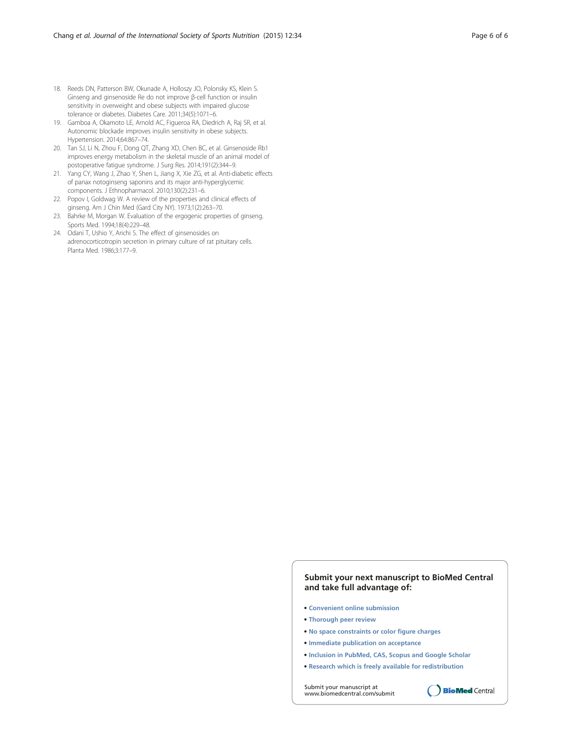18. Reeds DN, Patterson BW, Okunade A, Holloszy JO, Polonsky KS, Klein S. Ginseng and ginsenoside Re do not improve β-cell function or insulin sensitivity in overweight and obese subjects with impaired glucose tolerance or diabetes. Diabetes Care. 2011;34(5):1071–6.
19. Gamboa A, Okamoto LE, Arnold AC, Figueroa RA, Diedrich A, Raj SR, et al. Autonomic blockade improves insulin sensitivity in obese subjects. Hypertension. 2014;64:867–74.
20. Tan SJ, Li N, Zhou F, Dong QT, Zhang XD, Chen BC, et al. Ginsenoside Rb1 improves energy metabolism in the skeletal muscle of an animal model of postoperative fatigue syndrome. J Surg Res. 2014;191(2):344–9.
21. Yang CY, Wang J, Zhao Y, Shen L, Jiang X, Xie ZG, et al. Anti-diabetic effects of panax notoginseng saponins and its major anti-hyperglycemic components. J Ethnopharmacol. 2010;130(2):231–6.
22. Popov I, Goldwag W. A review of the properties and clinical effects of ginseng. Am J Chin Med (Gard City NY). 1973;1(2):263–70.
23. Bahrke M, Morgan W. Evaluation of the ergogenic properties of ginseng. Sports Med. 1994;18(4):229–48.
24. Odani T, Ushio Y, Arichi S. The effect of ginsenosides on adrenocorticotropin secretion in primary culture of rat pituitary cells. Planta Med. 1986;3:177–9.

**Submit your next manuscript to BioMed Central and take full advantage of:**

- **Convenient online submission**
- **Thorough peer review**
- **No space constraints or color figure charges**
- **Immediate publication on acceptance**
- **Inclusion in PubMed, CAS, Scopus and Google Scholar**
- **Research which is freely available for redistribution**

Submit your manuscript at
www.biomedcentral.com/submit

BioMed Central